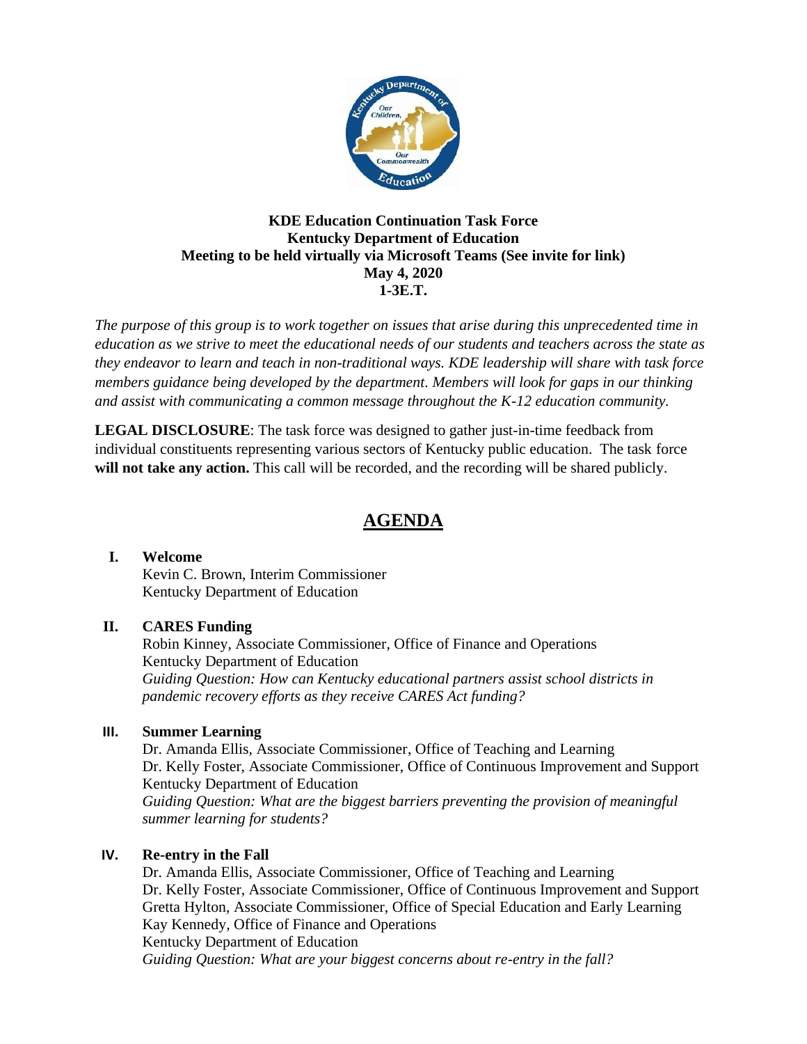**KDE Education Continuation Task Force**
**Kentucky Department of Education**
**Meeting to be held virtually via Microsoft Teams (See invite for link)**
**May 4, 2020**
**1-3E.T.**

*The purpose of this group is to work together on issues that arise during this unprecedented time in education as we strive to meet the educational needs of our students and teachers across the state as they endeavor to learn and teach in non-traditional ways. KDE leadership will share with task force members guidance being developed by the department. Members will look for gaps in our thinking and assist with communicating a common message throughout the K-12 education community.*

**LEGAL DISCLOSURE**: The task force was designed to gather just-in-time feedback from individual constituents representing various sectors of Kentucky public education. The task force **will not take any action.** This call will be recorded, and the recording will be shared publicly.

# AGENDA

**I. Welcome**
Kevin C. Brown, Interim Commissioner
Kentucky Department of Education

**II. CARES Funding**
Robin Kinney, Associate Commissioner, Office of Finance and Operations
Kentucky Department of Education
*Guiding Question: How can Kentucky educational partners assist school districts in pandemic recovery efforts as they receive CARES Act funding?*

**III. Summer Learning**
Dr. Amanda Ellis, Associate Commissioner, Office of Teaching and Learning
Dr. Kelly Foster, Associate Commissioner, Office of Continuous Improvement and Support
Kentucky Department of Education
*Guiding Question: What are the biggest barriers preventing the provision of meaningful summer learning for students?*

**IV. Re-entry in the Fall**
Dr. Amanda Ellis, Associate Commissioner, Office of Teaching and Learning
Dr. Kelly Foster, Associate Commissioner, Office of Continuous Improvement and Support
Gretta Hylton, Associate Commissioner, Office of Special Education and Early Learning
Kay Kennedy, Office of Finance and Operations
Kentucky Department of Education
*Guiding Question: What are your biggest concerns about re-entry in the fall?*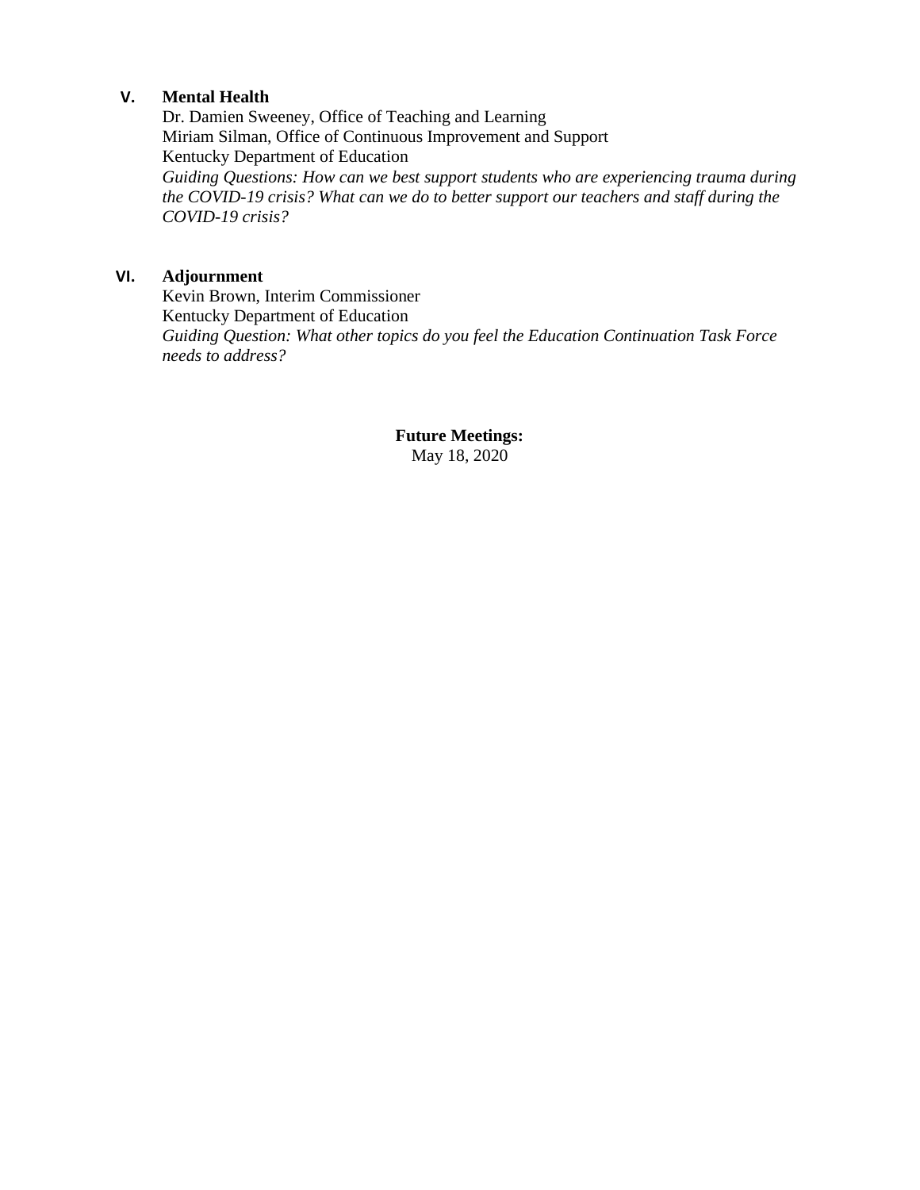**V. Mental Health**

Dr. Damien Sweeney, Office of Teaching and Learning
Miriam Silman, Office of Continuous Improvement and Support
Kentucky Department of Education
*Guiding Questions: How can we best support students who are experiencing trauma during the COVID-19 crisis? What can we do to better support our teachers and staff during the COVID-19 crisis?*

**VI. Adjournment**

Kevin Brown, Interim Commissioner
Kentucky Department of Education
*Guiding Question: What other topics do you feel the Education Continuation Task Force needs to address?*

**Future Meetings:**
May 18, 2020